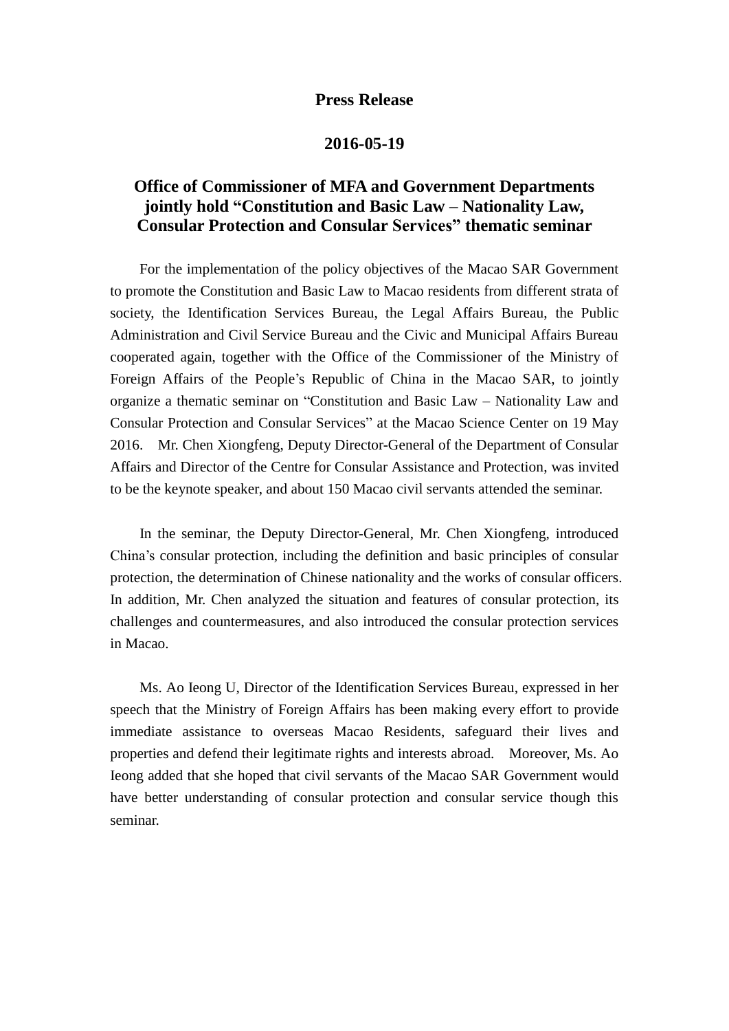**Press Release**

**2016-05-19**

# Office of Commissioner of MFA and Government Departments jointly hold “Constitution and Basic Law – Nationality Law, Consular Protection and Consular Services” thematic seminar

For the implementation of the policy objectives of the Macao SAR Government to promote the Constitution and Basic Law to Macao residents from different strata of society, the Identification Services Bureau, the Legal Affairs Bureau, the Public Administration and Civil Service Bureau and the Civic and Municipal Affairs Bureau cooperated again, together with the Office of the Commissioner of the Ministry of Foreign Affairs of the People’s Republic of China in the Macao SAR, to jointly organize a thematic seminar on “Constitution and Basic Law – Nationality Law and Consular Protection and Consular Services” at the Macao Science Center on 19 May 2016. Mr. Chen Xiongfeng, Deputy Director-General of the Department of Consular Affairs and Director of the Centre for Consular Assistance and Protection, was invited to be the keynote speaker, and about 150 Macao civil servants attended the seminar.

In the seminar, the Deputy Director-General, Mr. Chen Xiongfeng, introduced China’s consular protection, including the definition and basic principles of consular protection, the determination of Chinese nationality and the works of consular officers. In addition, Mr. Chen analyzed the situation and features of consular protection, its challenges and countermeasures, and also introduced the consular protection services in Macao.

Ms. Ao Ieong U, Director of the Identification Services Bureau, expressed in her speech that the Ministry of Foreign Affairs has been making every effort to provide immediate assistance to overseas Macao Residents, safeguard their lives and properties and defend their legitimate rights and interests abroad. Moreover, Ms. Ao Ieong added that she hoped that civil servants of the Macao SAR Government would have better understanding of consular protection and consular service though this seminar.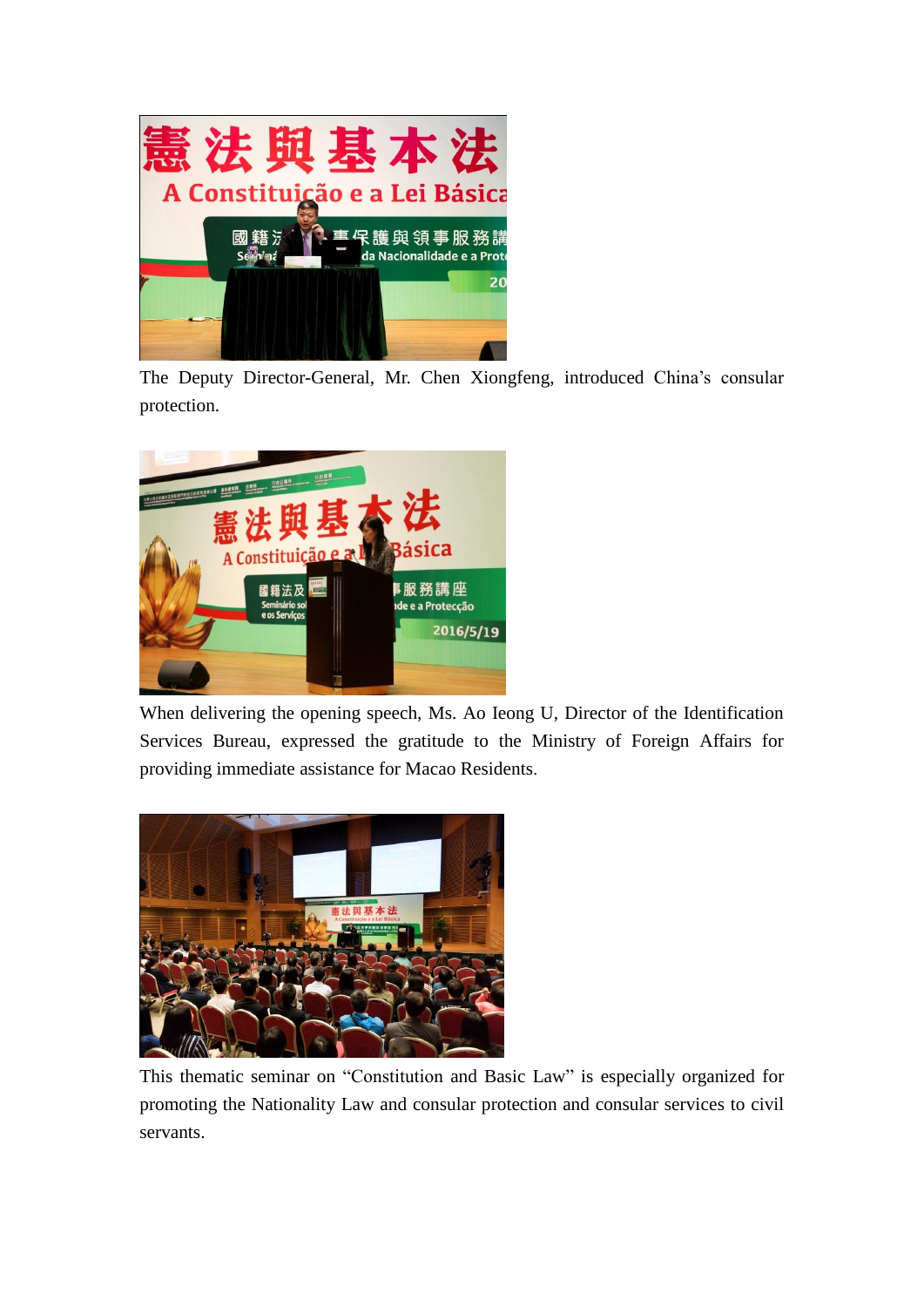The Deputy Director-General, Mr. Chen Xiongfeng, introduced China's consular protection.

When delivering the opening speech, Ms. Ao Ieong U, Director of the Identification Services Bureau, expressed the gratitude to the Ministry of Foreign Affairs for providing immediate assistance for Macao Residents.

This thematic seminar on "Constitution and Basic Law" is especially organized for promoting the Nationality Law and consular protection and consular services to civil servants.